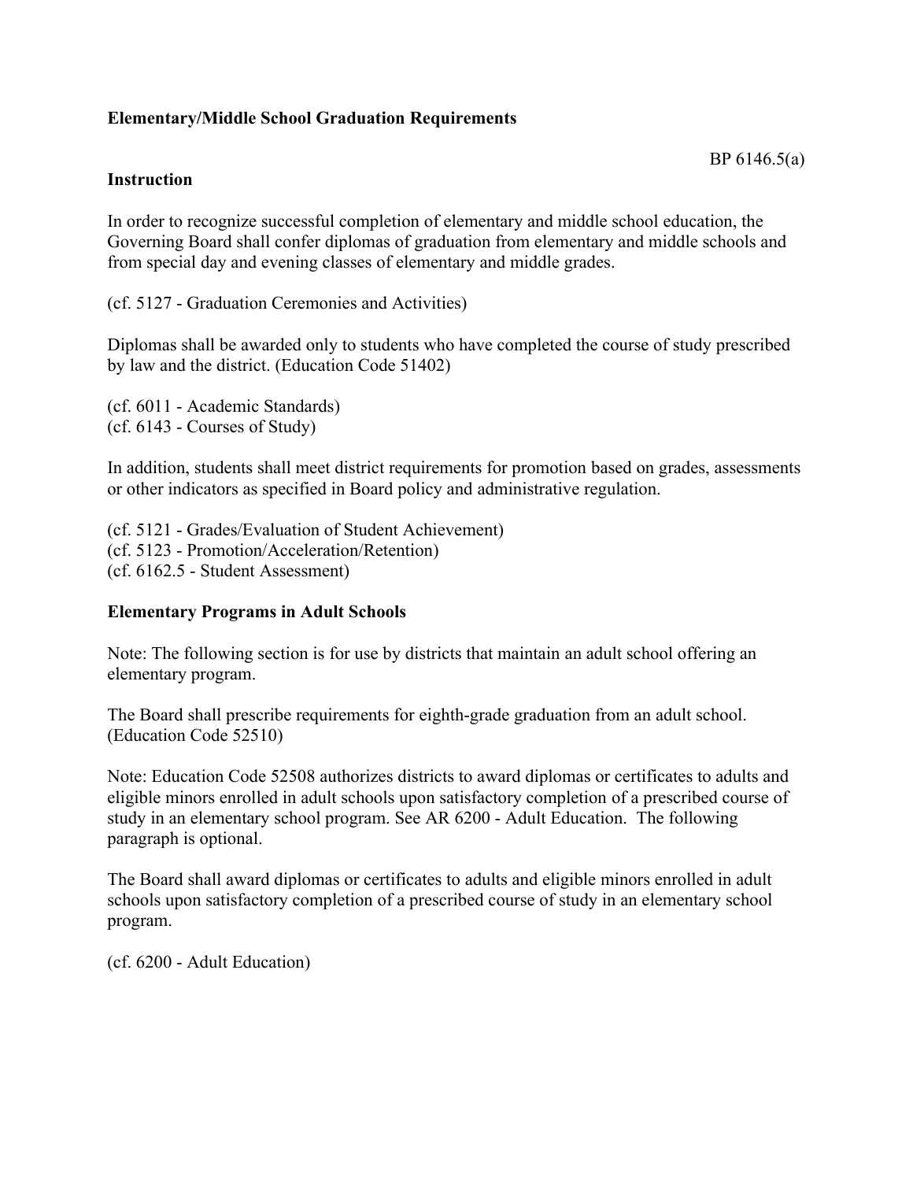**Elementary/Middle School Graduation Requirements**

BP 6146.5(a)

**Instruction**

In order to recognize successful completion of elementary and middle school education, the Governing Board shall confer diplomas of graduation from elementary and middle schools and from special day and evening classes of elementary and middle grades.

(cf. 5127 - Graduation Ceremonies and Activities)

Diplomas shall be awarded only to students who have completed the course of study prescribed by law and the district. (Education Code 51402)

(cf. 6011 - Academic Standards)
(cf. 6143 - Courses of Study)

In addition, students shall meet district requirements for promotion based on grades, assessments or other indicators as specified in Board policy and administrative regulation.

(cf. 5121 - Grades/Evaluation of Student Achievement)
(cf. 5123 - Promotion/Acceleration/Retention)
(cf. 6162.5 - Student Assessment)

**Elementary Programs in Adult Schools**

Note: The following section is for use by districts that maintain an adult school offering an elementary program.

The Board shall prescribe requirements for eighth-grade graduation from an adult school. (Education Code 52510)

Note: Education Code 52508 authorizes districts to award diplomas or certificates to adults and eligible minors enrolled in adult schools upon satisfactory completion of a prescribed course of study in an elementary school program. See AR 6200 - Adult Education. The following paragraph is optional.

The Board shall award diplomas or certificates to adults and eligible minors enrolled in adult schools upon satisfactory completion of a prescribed course of study in an elementary school program.

(cf. 6200 - Adult Education)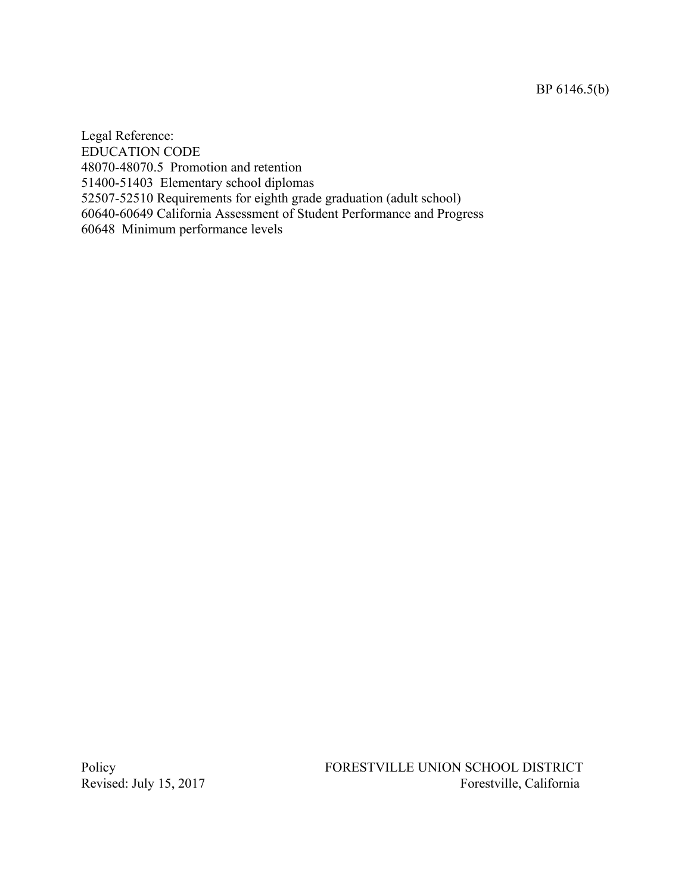Legal Reference:
EDUCATION CODE
48070-48070.5 Promotion and retention
51400-51403 Elementary school diplomas
52507-52510 Requirements for eighth grade graduation (adult school)
60640-60649 California Assessment of Student Performance and Progress
60648 Minimum performance levels

Policy
Revised: July 15, 2017

FORESTVILLE UNION SCHOOL DISTRICT
Forestville, California